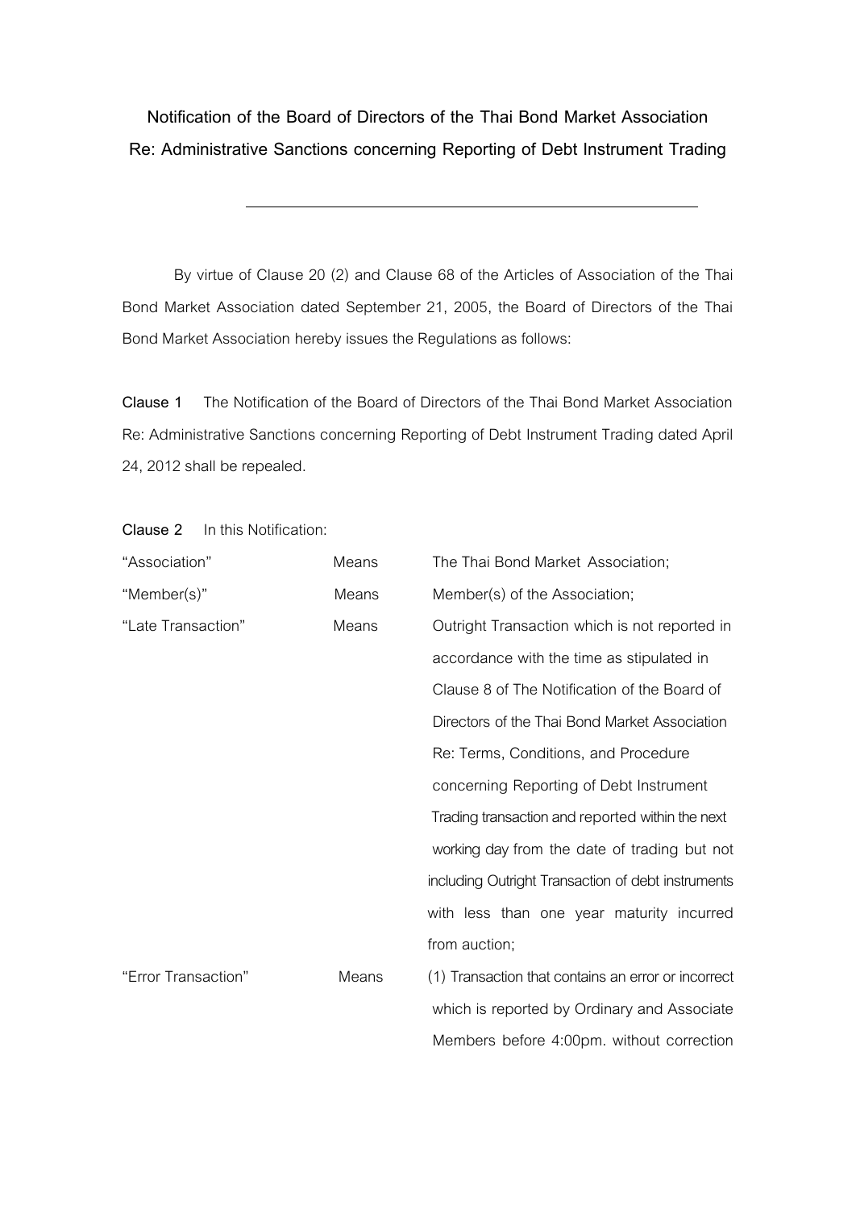# Notification of the Board of Directors of the Thai Bond Market Association
## Re: Administrative Sanctions concerning Reporting of Debt Instrument Trading

---

By virtue of Clause 20 (2) and Clause 68 of the Articles of Association of the Thai Bond Market Association dated September 21, 2005, the Board of Directors of the Thai Bond Market Association hereby issues the Regulations as follows:

**Clause 1** The Notification of the Board of Directors of the Thai Bond Market Association Re: Administrative Sanctions concerning Reporting of Debt Instrument Trading dated April 24, 2012 shall be repealed.

**Clause 2** In this Notification:

| | | |
|---|---|---|
| "Association" | Means | The Thai Bond Market Association; |
| "Member(s)" | Means | Member(s) of the Association; |
| "Late Transaction" | Means | Outright Transaction which is not reported in accordance with the time as stipulated in Clause 8 of The Notification of the Board of Directors of the Thai Bond Market Association Re: Terms, Conditions, and Procedure concerning Reporting of Debt Instrument Trading transaction and reported within the next working day from the date of trading but not including Outright Transaction of debt instruments with less than one year maturity incurred from auction; |
| "Error Transaction" | Means | (1) Transaction that contains an error or incorrect which is reported by Ordinary and Associate Members before 4:00pm. without correction |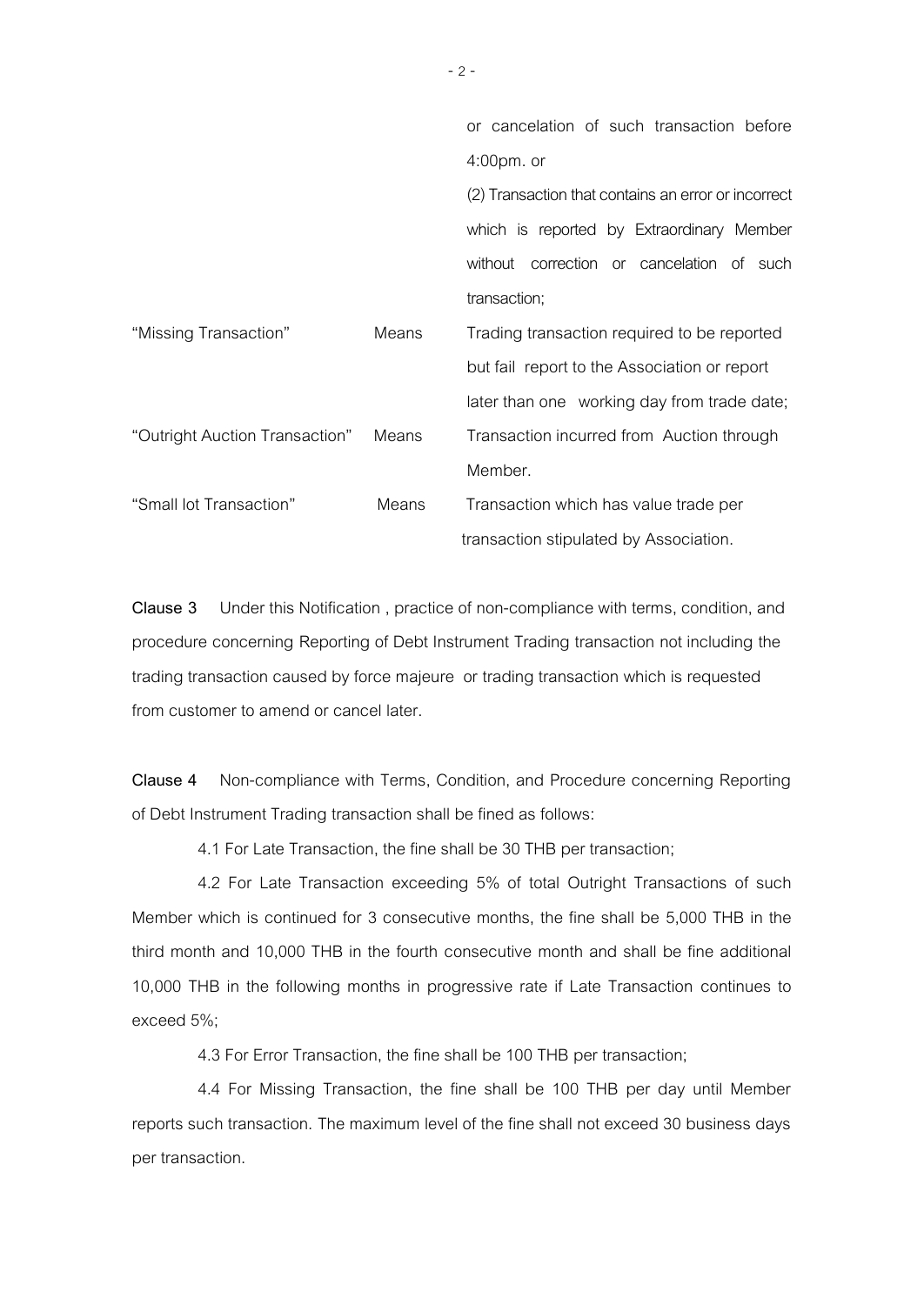| | | |
|---|---|---|
| | | or cancelation of such transaction before 4:00pm. or |
| | | (2) Transaction that contains an error or incorrect which is reported by Extraordinary Member without correction or cancelation of such transaction; |
| "Missing Transaction" | Means | Trading transaction required to be reported but fail report to the Association or report later than one working day from trade date; |
| "Outright Auction Transaction" | Means | Transaction incurred from Auction through Member. |
| "Small lot Transaction" | Means | Transaction which has value trade per transaction stipulated by Association. |

**Clause 3** Under this Notification , practice of non-compliance with terms, condition, and procedure concerning Reporting of Debt Instrument Trading transaction not including the trading transaction caused by force majeure or trading transaction which is requested from customer to amend or cancel later.

**Clause 4** Non-compliance with Terms, Condition, and Procedure concerning Reporting of Debt Instrument Trading transaction shall be fined as follows:

4.1 For Late Transaction, the fine shall be 30 THB per transaction;

4.2 For Late Transaction exceeding 5% of total Outright Transactions of such Member which is continued for 3 consecutive months, the fine shall be 5,000 THB in the third month and 10,000 THB in the fourth consecutive month and shall be fine additional 10,000 THB in the following months in progressive rate if Late Transaction continues to exceed 5%;

4.3 For Error Transaction, the fine shall be 100 THB per transaction;

4.4 For Missing Transaction, the fine shall be 100 THB per day until Member reports such transaction. The maximum level of the fine shall not exceed 30 business days per transaction.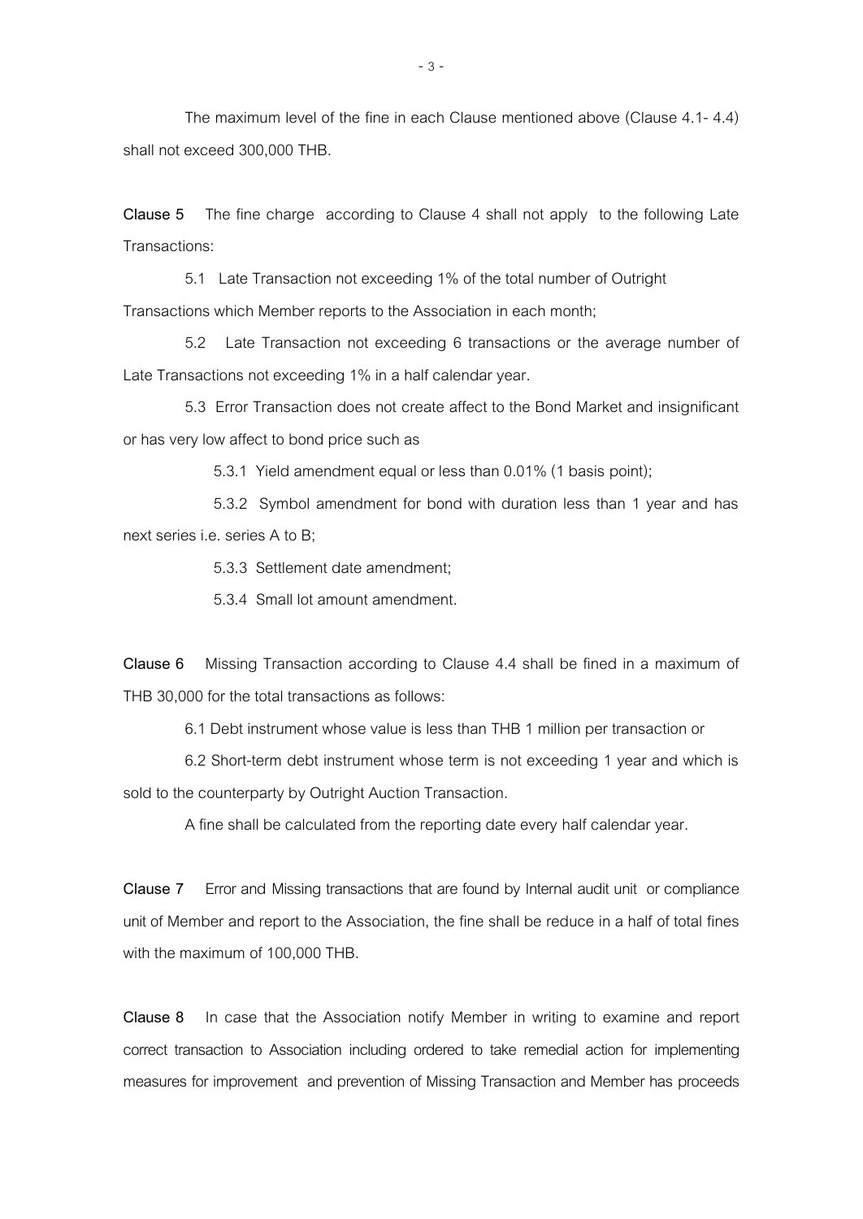The maximum level of the fine in each Clause mentioned above (Clause 4.1- 4.4) shall not exceed 300,000 THB.

**Clause 5** The fine charge according to Clause 4 shall not apply to the following Late Transactions:

5.1 Late Transaction not exceeding 1% of the total number of Outright Transactions which Member reports to the Association in each month;

5.2 Late Transaction not exceeding 6 transactions or the average number of Late Transactions not exceeding 1% in a half calendar year.

5.3 Error Transaction does not create affect to the Bond Market and insignificant or has very low affect to bond price such as

5.3.1 Yield amendment equal or less than 0.01% (1 basis point);

5.3.2 Symbol amendment for bond with duration less than 1 year and has next series i.e. series A to B;

5.3.3 Settlement date amendment;

5.3.4 Small lot amount amendment.

**Clause 6** Missing Transaction according to Clause 4.4 shall be fined in a maximum of THB 30,000 for the total transactions as follows:

6.1 Debt instrument whose value is less than THB 1 million per transaction or

6.2 Short-term debt instrument whose term is not exceeding 1 year and which is sold to the counterparty by Outright Auction Transaction.

A fine shall be calculated from the reporting date every half calendar year.

**Clause 7** Error and Missing transactions that are found by Internal audit unit or compliance unit of Member and report to the Association, the fine shall be reduce in a half of total fines with the maximum of 100,000 THB.

**Clause 8** In case that the Association notify Member in writing to examine and report correct transaction to Association including ordered to take remedial action for implementing measures for improvement and prevention of Missing Transaction and Member has proceeds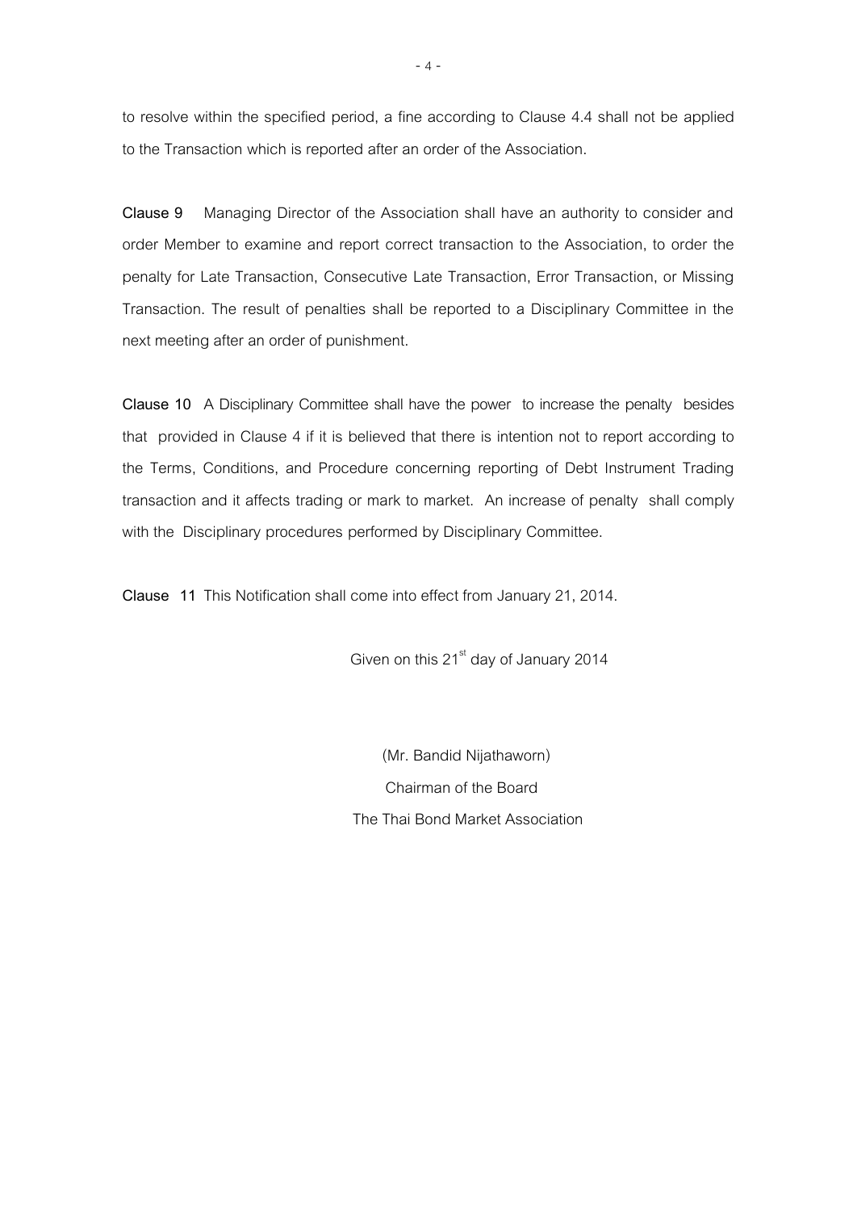to resolve within the specified period, a fine according to Clause 4.4 shall not be applied to the Transaction which is reported after an order of the Association.

**Clause 9** Managing Director of the Association shall have an authority to consider and order Member to examine and report correct transaction to the Association, to order the penalty for Late Transaction, Consecutive Late Transaction, Error Transaction, or Missing Transaction. The result of penalties shall be reported to a Disciplinary Committee in the next meeting after an order of punishment.

**Clause 10** A Disciplinary Committee shall have the power to increase the penalty besides that provided in Clause 4 if it is believed that there is intention not to report according to the Terms, Conditions, and Procedure concerning reporting of Debt Instrument Trading transaction and it affects trading or mark to market. An increase of penalty shall comply with the Disciplinary procedures performed by Disciplinary Committee.

**Clause 11** This Notification shall come into effect from January 21, 2014.

Given on this 21st day of January 2014

(Mr. Bandid Nijathaworn)

Chairman of the Board

The Thai Bond Market Association